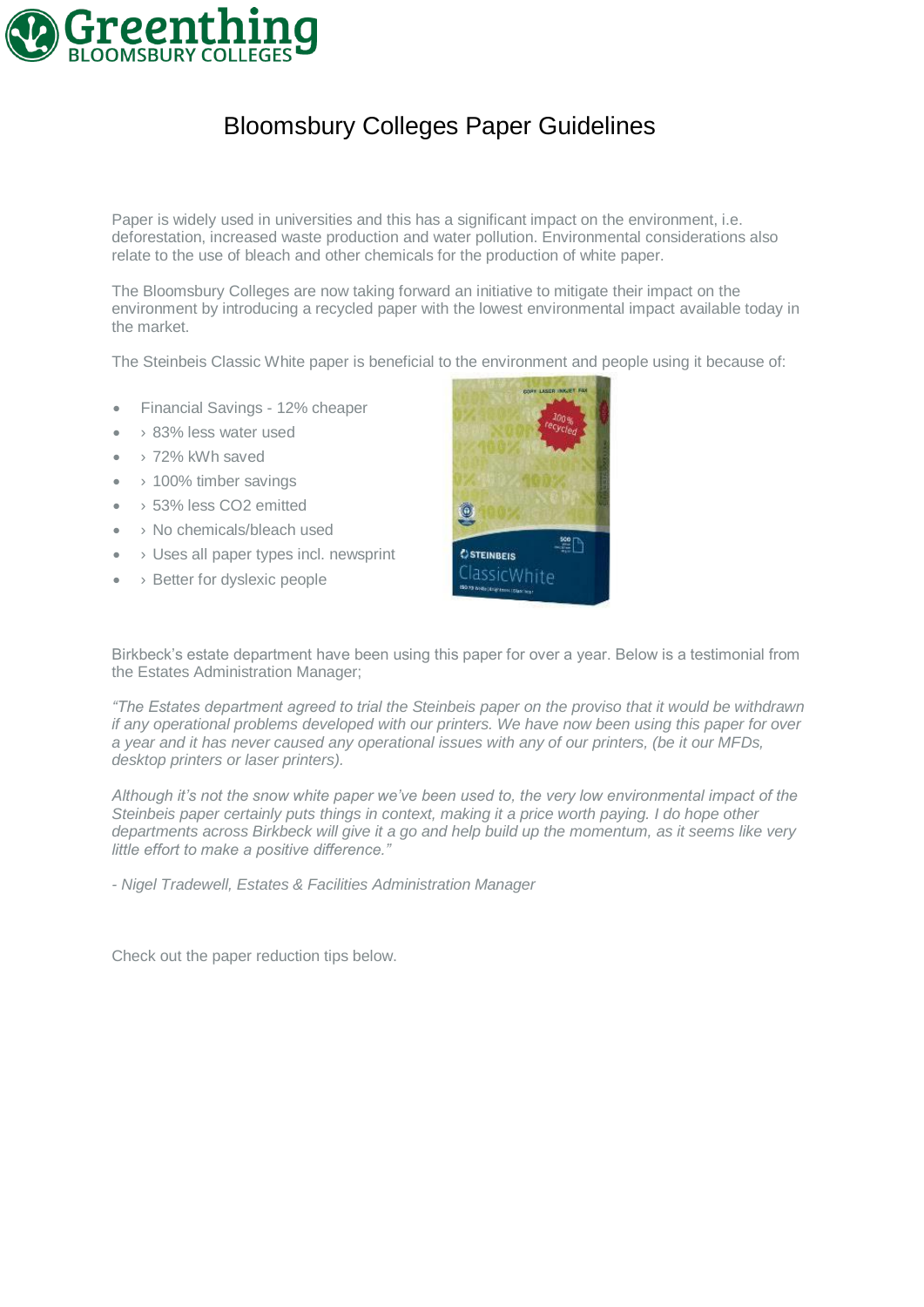Greenthing
BLOOMSBURY COLLEGES

# Bloomsbury Colleges Paper Guidelines

Paper is widely used in universities and this has a significant impact on the environment, i.e. deforestation, increased waste production and water pollution. Environmental considerations also relate to the use of bleach and other chemicals for the production of white paper.

The Bloomsbury Colleges are now taking forward an initiative to mitigate their impact on the environment by introducing a recycled paper with the lowest environmental impact available today in the market.

The Steinbeis Classic White paper is beneficial to the environment and people using it because of:

- Financial Savings - 12% cheaper
- › 83% less water used
- › 72% kWh saved
- › 100% timber savings
- › 53% less $CO_2$ emitted
- › No chemicals/bleach used
- › Uses all paper types incl. newsprint
- › Better for dyslexic people

Birkbeck's estate department have been using this paper for over a year. Below is a testimonial from the Estates Administration Manager;

*"The Estates department agreed to trial the Steinbeis paper on the proviso that it would be withdrawn if any operational problems developed with our printers. We have now been using this paper for over a year and it has never caused any operational issues with any of our printers, (be it our MFDs, desktop printers or laser printers).*

*Although it's not the snow white paper we've been used to, the very low environmental impact of the Steinbeis paper certainly puts things in context, making it a price worth paying. I do hope other departments across Birkbeck will give it a go and help build up the momentum, as it seems like very little effort to make a positive difference."*

*- Nigel Tradewell, Estates & Facilities Administration Manager*

Check out the paper reduction tips below.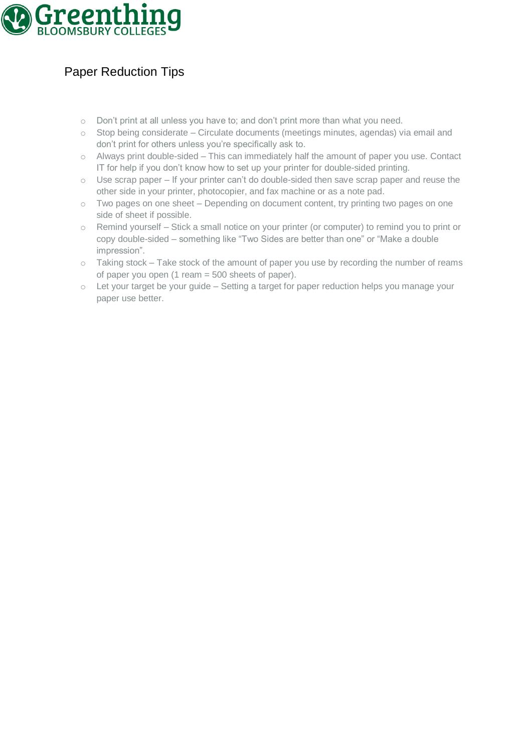Greenthing
BLOOMSBURY COLLEGES

## Paper Reduction Tips

- Don't print at all unless you have to; and don't print more than what you need.
- Stop being considerate – Circulate documents (meetings minutes, agendas) via email and don't print for others unless you're specifically ask to.
- Always print double-sided – This can immediately half the amount of paper you use. Contact IT for help if you don't know how to set up your printer for double-sided printing.
- Use scrap paper – If your printer can't do double-sided then save scrap paper and reuse the other side in your printer, photocopier, and fax machine or as a note pad.
- Two pages on one sheet – Depending on document content, try printing two pages on one side of sheet if possible.
- Remind yourself – Stick a small notice on your printer (or computer) to remind you to print or copy double-sided – something like "Two Sides are better than one" or "Make a double impression".
- Taking stock – Take stock of the amount of paper you use by recording the number of reams of paper you open (1 ream = 500 sheets of paper).
- Let your target be your guide – Setting a target for paper reduction helps you manage your paper use better.